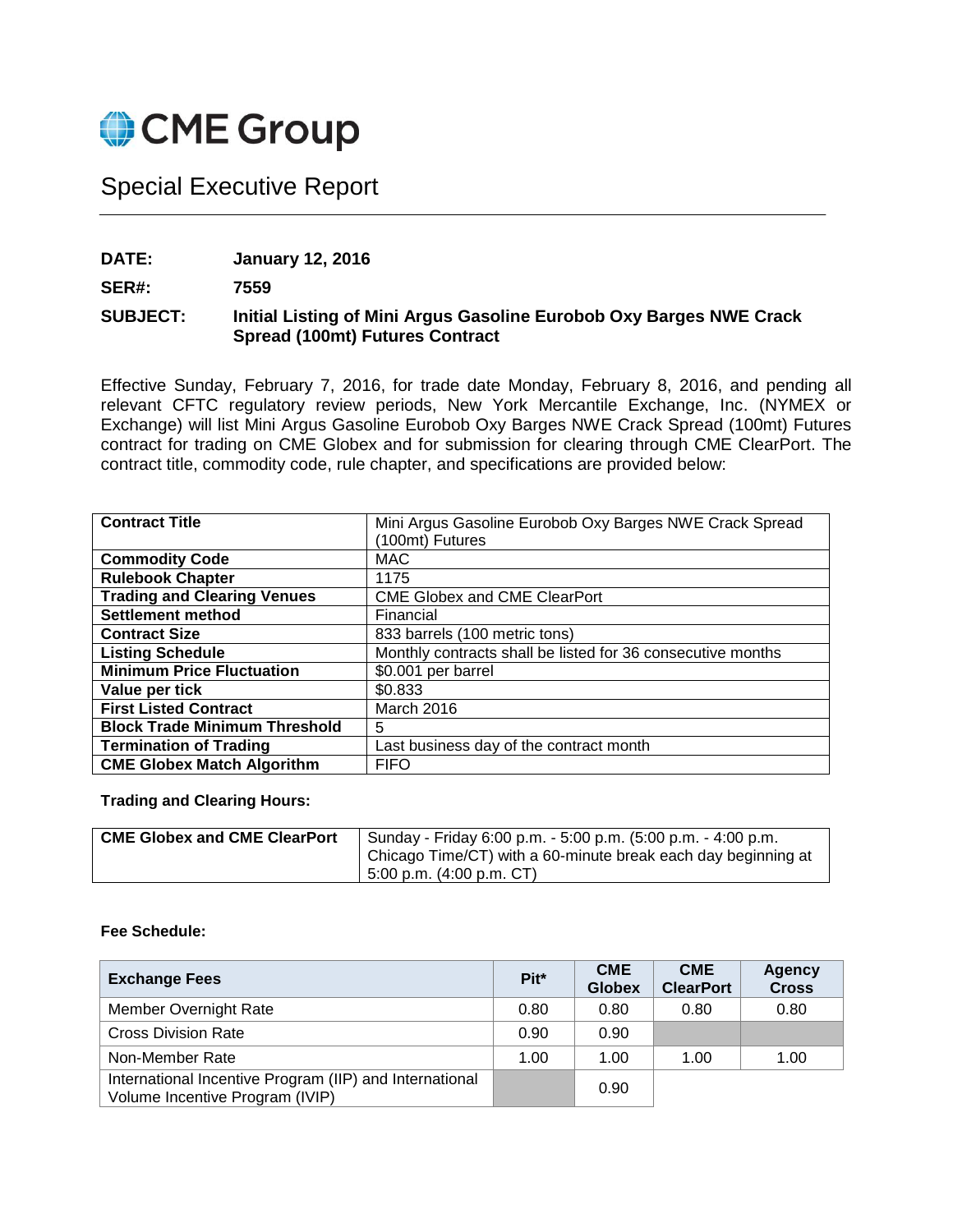CME Group

# Special Executive Report

**DATE:** **January 12, 2016**

**SER#:** **7559**

**SUBJECT:** **Initial Listing of Mini Argus Gasoline Eurobob Oxy Barges NWE Crack Spread (100mt) Futures Contract**

Effective Sunday, February 7, 2016, for trade date Monday, February 8, 2016, and pending all relevant CFTC regulatory review periods, New York Mercantile Exchange, Inc. (NYMEX or Exchange) will list Mini Argus Gasoline Eurobob Oxy Barges NWE Crack Spread (100mt) Futures contract for trading on CME Globex and for submission for clearing through CME ClearPort. The contract title, commodity code, rule chapter, and specifications are provided below:

| | |
|---|---|
| **Contract Title** | Mini Argus Gasoline Eurobob Oxy Barges NWE Crack Spread (100mt) Futures |
| **Commodity Code** | MAC |
| **Rulebook Chapter** | 1175 |
| **Trading and Clearing Venues** | CME Globex and CME ClearPort |
| **Settlement method** | Financial |
| **Contract Size** | 833 barrels (100 metric tons) |
| **Listing Schedule** | Monthly contracts shall be listed for 36 consecutive months |
| **Minimum Price Fluctuation** | $0.001 per barrel |
| **Value per tick** | $0.833 |
| **First Listed Contract** | March 2016 |
| **Block Trade Minimum Threshold** | 5 |
| **Termination of Trading** | Last business day of the contract month |
| **CME Globex Match Algorithm** | FIFO |

**Trading and Clearing Hours:**

| | |
|---|---|
| **CME Globex and CME ClearPort** | Sunday - Friday 6:00 p.m. - 5:00 p.m. (5:00 p.m. - 4:00 p.m. Chicago Time/CT) with a 60-minute break each day beginning at 5:00 p.m. (4:00 p.m. CT) |

**Fee Schedule:**

| Exchange Fees | Pit* | CME Globex | CME ClearPort | Agency Cross |
|---|---|---|---|---|
| Member Overnight Rate | 0.80 | 0.80 | 0.80 | 0.80 |
| Cross Division Rate | 0.90 | 0.90 | | |
| Non-Member Rate | 1.00 | 1.00 | 1.00 | 1.00 |
| International Incentive Program (IIP) and International Volume Incentive Program (IVIP) | | 0.90 | | |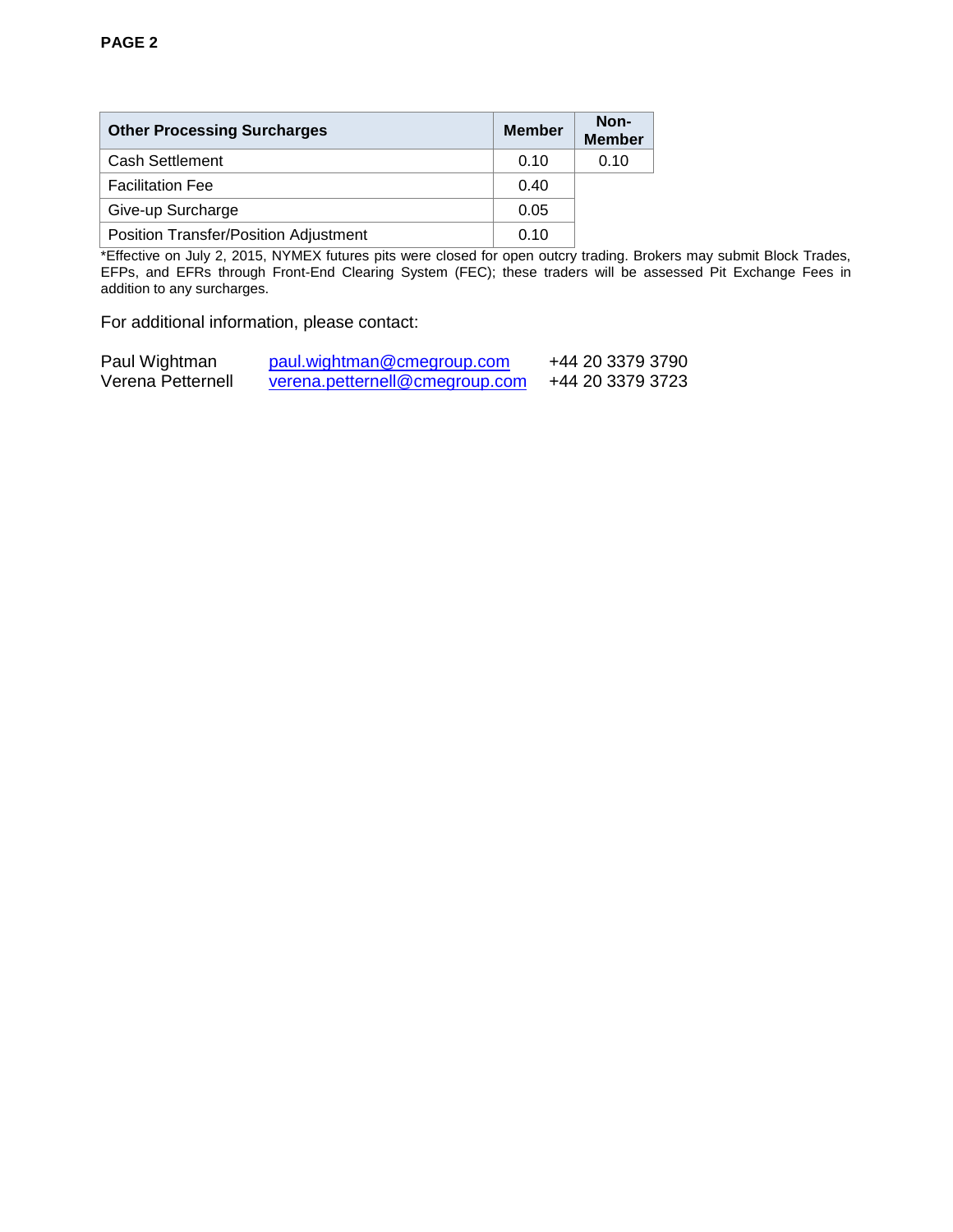| Other Processing Surcharges | Member | Non-Member |
| --- | --- | --- |
| Cash Settlement | 0.10 | 0.10 |
| Facilitation Fee | 0.40 | |
| Give-up Surcharge | 0.05 | |
| Position Transfer/Position Adjustment | 0.10 | |

*Effective on July 2, 2015, NYMEX futures pits were closed for open outcry trading. Brokers may submit Block Trades, EFPs, and EFRs through Front-End Clearing System (FEC); these traders will be assessed Pit Exchange Fees in addition to any surcharges.

For additional information, please contact:

| | | |
| --- | --- | --- |
| Paul Wightman | paul.wightman@cmegroup.com | +44 20 3379 3790 |
| Verena Petternell | verena.petternell@cmegroup.com | +44 20 3379 3723 |